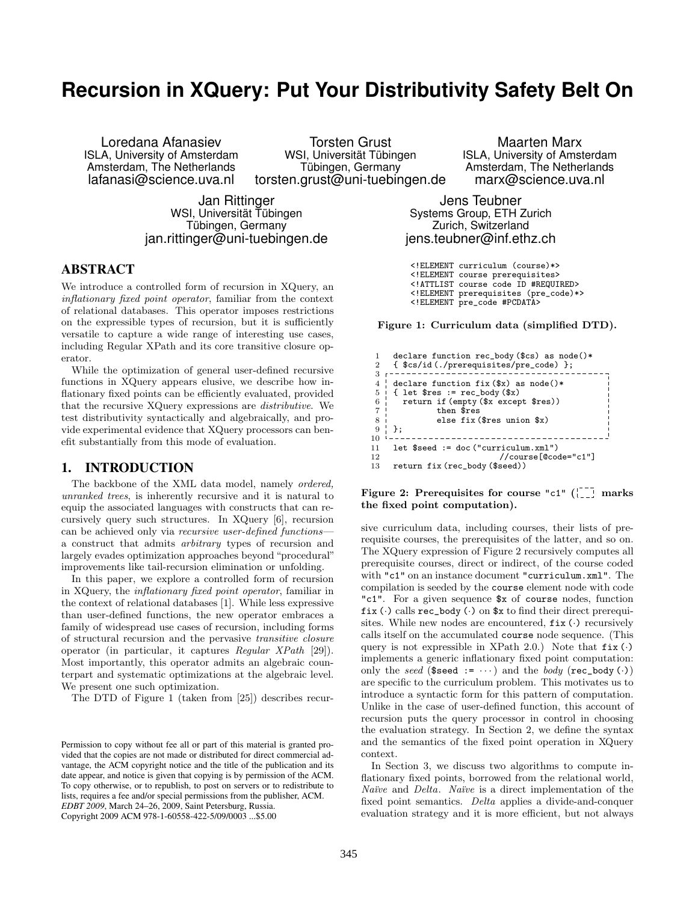# Recursion in XQuery: Put Your Distributivity Safety Belt On

Loredana Afanasiev
ISLA, University of Amsterdam
Amsterdam, The Netherlands
lafanasi@science.uva.nl

Torsten Grust
WSI, Universität Tübingen
Tübingen, Germany
torsten.grust@uni-tuebingen.de

Maarten Marx
ISLA, University of Amsterdam
Amsterdam, The Netherlands
marx@science.uva.nl

Jan Rittinger
WSI, Universität Tübingen
Tübingen, Germany
jan.rittinger@uni-tuebingen.de

Jens Teubner
Systems Group, ETH Zurich
Zurich, Switzerland
jens.teubner@inf.ethz.ch

## ABSTRACT

We introduce a controlled form of recursion in XQuery, an *inflationary fixed point operator*, familiar from the context of relational databases. This operator imposes restrictions on the expressible types of recursion, but it is sufficiently versatile to capture a wide range of interesting use cases, including Regular XPath and its core transitive closure operator.

While the optimization of general user-defined recursive functions in XQuery appears elusive, we describe how inflationary fixed points can be efficiently evaluated, provided that the recursive XQuery expressions are *distributive*. We test distributivity syntactically and algebraically, and provide experimental evidence that XQuery processors can benefit substantially from this mode of evaluation.

## 1. INTRODUCTION

The backbone of the XML data model, namely *ordered, unranked trees*, is inherently recursive and it is natural to equip the associated languages with constructs that can recursively query such structures. In XQuery [6], recursion can be achieved only via *recursive user-defined functions*—a construct that admits *arbitrary* types of recursion and largely evades optimization approaches beyond "procedural" improvements like tail-recursion elimination or unfolding.

In this paper, we explore a controlled form of recursion in XQuery, the *inflationary fixed point operator*, familiar in the context of relational databases [1]. While less expressive than user-defined functions, the new operator embraces a family of widespread use cases of recursion, including forms of structural recursion and the pervasive *transitive closure* operator (in particular, it captures *Regular XPath* [29]). Most importantly, this operator admits an algebraic counterpart and systematic optimizations at the algebraic level. We present one such optimization.

The DTD of Figure 1 (taken from [25]) describes recursive curriculum data, including courses, their lists of prerequisite courses, the prerequisites of the latter, and so on. The XQuery expression of Figure 2 recursively computes all prerequisite courses, direct or indirect, of the course coded with "c1" on an instance document "curriculum.xml". The compilation is seeded by the course element node with code "c1". For a given sequence $x of course nodes, function fix(·) calls rec_body(·) on $x to find their direct prerequisites. While new nodes are encountered, fix(·) recursively calls itself on the accumulated course node sequence. (This query is not expressible in XPath 2.0.) Note that fix(·) implements a generic inflationary fixed point computation: only the *seed* ($seed := ···) and the *body* (rec_body(·)) are specific to the curriculum problem. This motivates us to introduce a syntactic form for this pattern of computation. Unlike in the case of user-defined function, this account of recursion puts the query processor in control in choosing the evaluation strategy. In Section 2, we define the syntax and the semantics of the fixed point operation in XQuery context.

In Section 3, we discuss two algorithms to compute inflationary fixed points, borrowed from the relational world, *Naïve* and *Delta*. *Naïve* is a direct implementation of the fixed point semantics. *Delta* applies a divide-and-conquer evaluation strategy and it is more efficient, but not always

```
<!ELEMENT curriculum (course)*>
<!ELEMENT course prerequisites>
<!ATTLIST course code ID #REQUIRED>
<!ELEMENT prerequisites (pre_code)*>
<!ELEMENT pre_code #PCDATA>
```

**Figure 1: Curriculum data (simplified DTD).**

```
1   declare function rec_body($cs) as node()*
2   { $cs/id(./prerequisites/pre_code) };
3
4   declare function fix($x) as node()*
5   { let $res := rec_body($x)
6     return if (empty($x except $res))
7            then $res
8            else fix($res union $x)
9   };
10
11  let $seed := doc("curriculum.xml")
12                    //course[@code="c1"]
13  return fix(rec_body($seed))
```

**Figure 2: Prerequisites for course "c1" (dashed box marks the fixed point computation).**

Permission to copy without fee all or part of this material is granted provided that the copies are not made or distributed for direct commercial advantage, the ACM copyright notice and the title of the publication and its date appear, and notice is given that copying is by permission of the ACM. To copy otherwise, or to republish, to post on servers or to redistribute to lists, requires a fee and/or special permissions from the publisher, ACM.
*EDBT 2009*, March 24–26, 2009, Saint Petersburg, Russia.
Copyright 2009 ACM 978-1-60558-422-5/09/0003 ...$5.00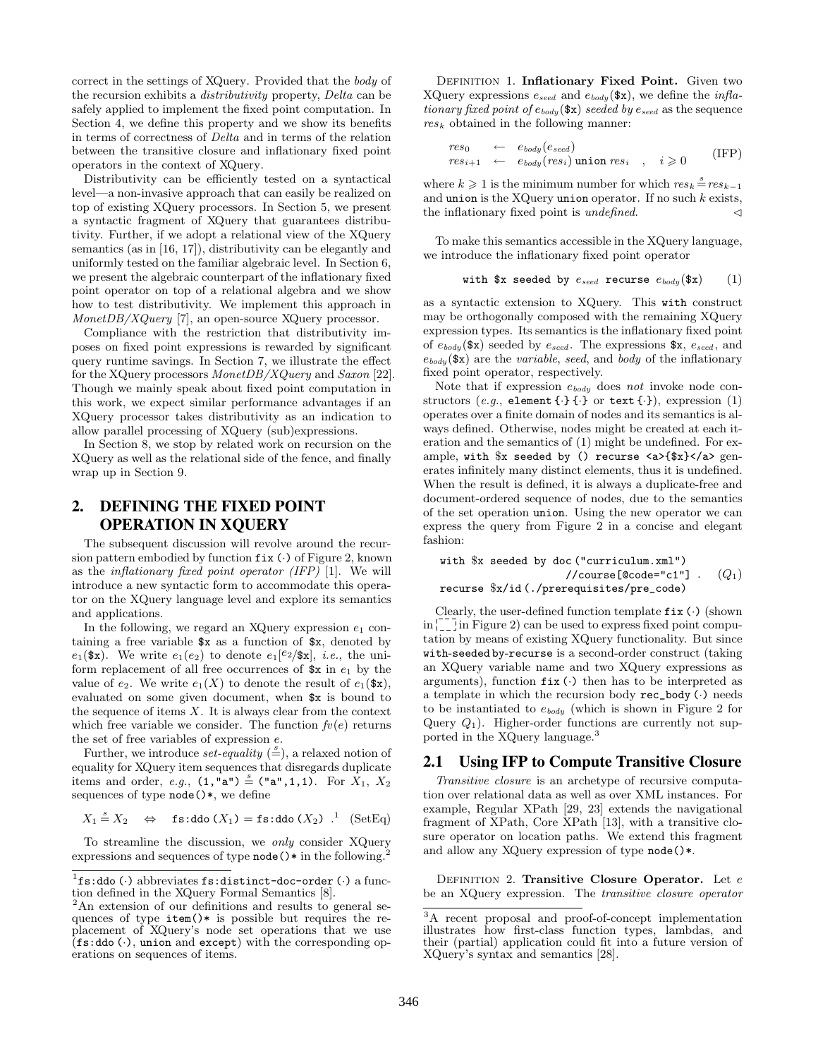correct in the settings of XQuery. Provided that the *body* of the recursion exhibits a *distributivity* property, *Delta* can be safely applied to implement the fixed point computation. In Section 4, we define this property and we show its benefits in terms of correctness of *Delta* and in terms of the relation between the transitive closure and inflationary fixed point operators in the context of XQuery.

Distributivity can be efficiently tested on a syntactical level—a non-invasive approach that can easily be realized on top of existing XQuery processors. In Section 5, we present a syntactic fragment of XQuery that guarantees distributivity. Further, if we adopt a relational view of the XQuery semantics (as in [16, 17]), distributivity can be elegantly and uniformly tested on the familiar algebraic level. In Section 6, we present the algebraic counterpart of the inflationary fixed point operator on top of a relational algebra and we show how to test distributivity. We implement this approach in *MonetDB/XQuery* [7], an open-source XQuery processor.

Compliance with the restriction that distributivity imposes on fixed point expressions is rewarded by significant query runtime savings. In Section 7, we illustrate the effect for the XQuery processors *MonetDB/XQuery* and *Saxon* [22]. Though we mainly speak about fixed point computation in this work, we expect similar performance advantages if an XQuery processor takes distributivity as an indication to allow parallel processing of XQuery (sub)expressions.

In Section 8, we stop by related work on recursion on the XQuery as well as the relational side of the fence, and finally wrap up in Section 9.

## 2. DEFINING THE FIXED POINT OPERATION IN XQUERY

The subsequent discussion will revolve around the recursion pattern embodied by function `fix (·)` of Figure 2, known as the *inflationary fixed point operator (IFP)* [1]. We will introduce a new syntactic form to accommodate this operator on the XQuery language level and explore its semantics and applications.

In the following, we regard an XQuery expression $e_1$ containing a free variable `$x` as a function of `$x`, denoted by $e_1$(`$x`). We write $e_1(e_2)$ to denote $e_1[^{e_2}/\$x]$, *i.e.*, the uniform replacement of all free occurrences of `$x` in $e_1$ by the value of $e_2$. We write $e_1(X)$ to denote the result of $e_1$(`$x`), evaluated on some given document, when `$x` is bound to the sequence of items $X$. It is always clear from the context which free variable we consider. The function $fv(e)$ returns the set of free variables of expression $e$.

Further, we introduce *set-equality* ($\stackrel{s}{=}$), a relaxed notion of equality for XQuery item sequences that disregards duplicate items and order, *e.g.*, `(1,"a")` $\stackrel{s}{=}$ `("a",1,1)`. For $X_1$, $X_2$ sequences of type `node()*`, we define

$$X_1 \stackrel{s}{=} X_2 \quad \Leftrightarrow \quad \texttt{fs:ddo}\,(X_1) = \texttt{fs:ddo}\,(X_2)\ .^1 \quad \text{(SetEq)}$$

To streamline the discussion, we *only* consider XQuery expressions and sequences of type `node()*` in the following.[2]

[1] `fs:ddo (·)` abbreviates `fs:distinct-doc-order (·)` a function defined in the XQuery Formal Semantics [8].

[2] An extension of our definitions and results to general sequences of type `item()*` is possible but requires the replacement of XQuery's node set operations that we use (`fs:ddo (·)`, `union` and `except`) with the corresponding operations on sequences of items.

DEFINITION 1. **Inflationary Fixed Point.** Given two XQuery expressions $e_{seed}$ and $e_{body}$(`$x`), we define the *inflationary fixed point of* $e_{body}$(`$x`) *seeded by* $e_{seed}$ as the sequence $res_k$ obtained in the following manner:

$$\begin{array}{lll} res_0 & \leftarrow & e_{body}(e_{seed}) \\ res_{i+1} & \leftarrow & e_{body}(res_i)\ \texttt{union}\ res_i \quad , \quad i \geqslant 0 \end{array} \qquad \text{(IFP)}$$

where $k \geqslant 1$ is the minimum number for which $res_k \stackrel{s}{=} res_{k-1}$ and `union` is the XQuery `union` operator. If no such $k$ exists, the inflationary fixed point is *undefined*. ◁

To make this semantics accessible in the XQuery language, we introduce the inflationary fixed point operator

$$\texttt{with \$x seeded by } e_{seed} \texttt{ recurse } e_{body}(\texttt{\$x}) \qquad (1)$$

as a syntactic extension to XQuery. This `with` construct may be orthogonally composed with the remaining XQuery expression types. Its semantics is the inflationary fixed point of $e_{body}$(`$x`) seeded by $e_{seed}$. The expressions `$x`, $e_{seed}$, and $e_{body}$(`$x`) are the *variable*, *seed*, and *body* of the inflationary fixed point operator, respectively.

Note that if expression $e_{body}$ does *not* invoke node constructors (*e.g.*, `element {·} {·}` or `text {·}`), expression (1) operates over a finite domain of nodes and its semantics is always defined. Otherwise, nodes might be created at each iteration and the semantics of (1) might be undefined. For example, `with $x seeded by () recurse <a>{$x}</a>` generates infinitely many distinct elements, thus it is undefined. When the result is defined, it is always a duplicate-free and document-ordered sequence of nodes, due to the semantics of the set operation `union`. Using the new operator we can express the query from Figure 2 in a concise and elegant fashion:

```
with $x seeded by doc("curriculum.xml")
                    //course[@code="c1"] .    (Q1)
recurse $x/id(./prerequisites/pre_code)
```

Clearly, the user-defined function template `fix (·)` (shown in ⌐┘ in Figure 2) can be used to express fixed point computation by means of existing XQuery functionality. But since `with`-`seeded by`-`recurse` is a second-order construct (taking an XQuery variable name and two XQuery expressions as arguments), function `fix (·)` then has to be interpreted as a template in which the recursion body `rec_body (·)` needs to be instantiated to $e_{body}$ (which is shown in Figure 2 for Query $Q_1$). Higher-order functions are currently not supported in the XQuery language.[3]

### 2.1 Using IFP to Compute Transitive Closure

*Transitive closure* is an archetype of recursive computation over relational data as well as over XML instances. For example, Regular XPath [29, 23] extends the navigational fragment of XPath, Core XPath [13], with a transitive closure operator on location paths. We extend this fragment and allow any XQuery expression of type `node()*`.

DEFINITION 2. **Transitive Closure Operator.** Let $e$ be an XQuery expression. The *transitive closure operator*

[3] A recent proposal and proof-of-concept implementation illustrates how first-class function types, lambdas, and their (partial) application could fit into a future version of XQuery's syntax and semantics [28].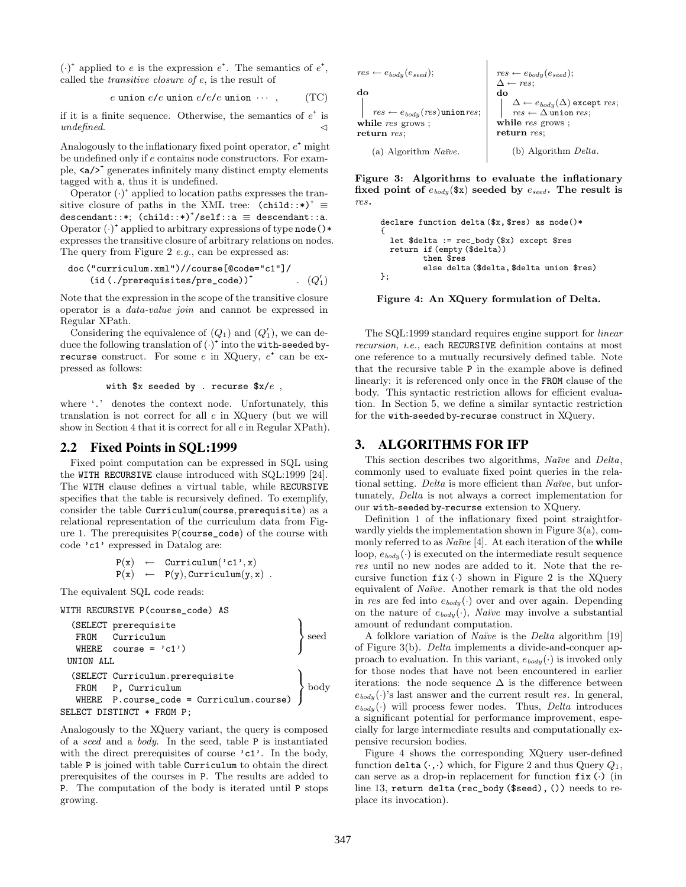$(\cdot)^+$ applied to $e$ is the expression $e^+$. The semantics of $e^+$, called the *transitive closure of* $e$, is the result of

$$e \text{ union } e/e \text{ union } e/e/e \text{ union } \cdots \ , \qquad \text{(TC)}$$

if it is a finite sequence. Otherwise, the semantics of $e^+$ is *undefined*. ◁

Analogously to the inflationary fixed point operator, $e^+$ might be undefined only if $e$ contains node constructors. For example, `<a/>`$^+$ generates infinitely many distinct empty elements tagged with `a`, thus it is undefined.

Operator $(\cdot)^+$ applied to location paths expresses the transitive closure of paths in the XML tree: `(child::*)`$^+$ ≡ `descendant::*`; `(child::*)`$^+$`/self::a` ≡ `descendant::a`. Operator $(\cdot)^+$ applied to arbitrary expressions of type `node()*` expresses the transitive closure of arbitrary relations on nodes. The query from Figure 2 *e.g.*, can be expressed as:

```
doc("curriculum.xml")//course[@code="c1"]/
    (id(./prerequisites/pre_code))+          .  (Q'1)
```

Note that the expression in the scope of the transitive closure operator is a *data-value join* and cannot be expressed in Regular XPath.

Considering the equivalence of $(Q_1)$ and $(Q_1')$, we can deduce the following translation of $(\cdot)^+$ into the `with-seeded by-recurse` construct. For some $e$ in XQuery, $e^+$ can be expressed as follows:

```
with $x seeded by . recurse $x/e ,
```

where '`.`' denotes the context node. Unfortunately, this translation is not correct for all $e$ in XQuery (but we will show in Section 4 that it is correct for all $e$ in Regular XPath).

## 2.2 Fixed Points in SQL:1999

Fixed point computation can be expressed in SQL using the `WITH RECURSIVE` clause introduced with SQL:1999 [24]. The `WITH` clause defines a virtual table, while `RECURSIVE` specifies that the table is recursively defined. To exemplify, consider the table `Curriculum(course, prerequisite)` as a relational representation of the curriculum data from Figure 1. The prerequisites `P(course_code)` of the course with code `'c1'` expressed in Datalog are:

```
P(x)  ←  Curriculum('c1', x)
P(x)  ←  P(y), Curriculum(y, x) .
```

The equivalent SQL code reads:

```
WITH RECURSIVE P(course_code) AS
  (SELECT prerequisite                           }
   FROM   Curriculum                             } seed
   WHERE  course = 'c1')                         }
 UNION ALL
  (SELECT Curriculum.prerequisite                }
   FROM   P, Curriculum                          } body
   WHERE  P.course_code = Curriculum.course)     }
SELECT DISTINCT * FROM P;
```

Analogously to the XQuery variant, the query is composed of a *seed* and a *body*. In the seed, table `P` is instantiated with the direct prerequisites of course `'c1'`. In the body, table `P` is joined with table `Curriculum` to obtain the direct prerequisites of the courses in `P`. The results are added to `P`. The computation of the body is iterated until `P` stops growing.

| (a) Algorithm *Naïve*. | (b) Algorithm *Delta*. |
|---|---|
| $res \leftarrow e_{body}(e_{seed})$; | $res \leftarrow e_{body}(e_{seed})$; |
| | $\Delta \leftarrow res$; |
| **do** | **do** |
| $\quad res \leftarrow e_{body}(res)$ `union` $res$; | $\quad \Delta \leftarrow e_{body}(\Delta)$ `except` $res$; |
| | $\quad res \leftarrow \Delta$ `union` $res$; |
| **while** $res$ grows ; | **while** $res$ grows ; |
| **return** $res$; | **return** $res$; |

**Figure 3: Algorithms to evaluate the inflationary fixed point of $e_{body}$(\$x) seeded by $e_{seed}$. The result is $res$.**

```
declare function delta($x,$res) as node()*
{
  let $delta := rec_body($x) except $res
  return if (empty($delta))
         then $res
         else delta($delta,$delta union $res)
};
```

**Figure 4: An XQuery formulation of Delta.**

The SQL:1999 standard requires engine support for *linear recursion*, *i.e.*, each `RECURSIVE` definition contains at most one reference to a mutually recursively defined table. Note that the recursive table `P` in the example above is defined linearly: it is referenced only once in the `FROM` clause of the body. This syntactic restriction allows for efficient evaluation. In Section 5, we define a similar syntactic restriction for the `with-seeded by-recurse` construct in XQuery.

# 3. ALGORITHMS FOR IFP

This section describes two algorithms, *Naïve* and *Delta*, commonly used to evaluate fixed point queries in the relational setting. *Delta* is more efficient than *Naïve*, but unfortunately, *Delta* is not always a correct implementation for our `with-seeded by-recurse` extension to XQuery.

Definition 1 of the inflationary fixed point straightforwardly yields the implementation shown in Figure 3(a), commonly referred to as *Naïve* [4]. At each iteration of the **while** loop, $e_{body}(\cdot)$ is executed on the intermediate result sequence $res$ until no new nodes are added to it. Note that the recursive function `fix(·)` shown in Figure 2 is the XQuery equivalent of *Naïve*. Another remark is that the old nodes in $res$ are fed into $e_{body}(\cdot)$ over and over again. Depending on the nature of $e_{body}(\cdot)$, *Naïve* may involve a substantial amount of redundant computation.

A folklore variation of *Naïve* is the *Delta* algorithm [19] of Figure 3(b). *Delta* implements a divide-and-conquer approach to evaluation. In this variant, $e_{body}(\cdot)$ is invoked only for those nodes that have not been encountered in earlier iterations: the node sequence $\Delta$ is the difference between $e_{body}(\cdot)$'s last answer and the current result $res$. In general, $e_{body}(\cdot)$ will process fewer nodes. Thus, *Delta* introduces a significant potential for performance improvement, especially for large intermediate results and computationally expensive recursion bodies.

Figure 4 shows the corresponding XQuery user-defined function `delta(·,·)` which, for Figure 2 and thus Query $Q_1$, can serve as a drop-in replacement for function `fix(·)` (in line 13, `return delta(rec_body($seed),())` needs to replace its invocation).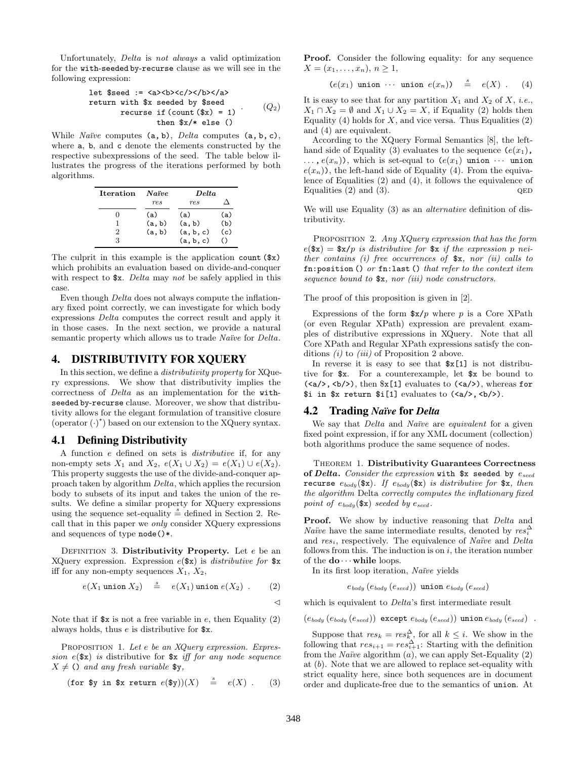Unfortunately, *Delta* is *not always* a valid optimization for the with-seeded by-recurse clause as we will see in the following expression:

```
let $seed := <a><b><c/></b></a>
return with $x seeded by $seed
       recurse if (count($x) = 1)
               then $x/* else ()
```

$$(Q_2)$$

While *Naïve* computes (a, b), *Delta* computes (a, b, c), where a, b, and c denote the elements constructed by the respective subexpressions of the seed. The table below illustrates the progress of the iterations performed by both algorithms.

| Iteration | *Naïve* | *Delta* | |
|---|---|---|---|
| | *res* | *res* | Δ |
| 0 | (a) | (a) | (a) |
| 1 | (a, b) | (a, b) | (b) |
| 2 | (a, b) | (a, b, c) | (c) |
| 3 | | (a, b, c) | () |

The culprit in this example is the application count($x) which prohibits an evaluation based on divide-and-conquer with respect to $x. *Delta* may *not* be safely applied in this case.

Even though *Delta* does not always compute the inflationary fixed point correctly, we can investigate for which body expressions *Delta* computes the correct result and apply it in those cases. In the next section, we provide a natural semantic property which allows us to trade *Naïve* for *Delta*.

## 4. DISTRIBUTIVITY FOR XQUERY

In this section, we define a *distributivity property* for XQuery expressions. We show that distributivity implies the correctness of *Delta* as an implementation for the with-seeded by-recurse clause. Moreover, we show that distributivity allows for the elegant formulation of transitive closure (operator $(\cdot)^+$) based on our extension to the XQuery syntax.

### 4.1 Defining Distributivity

A function $e$ defined on sets is *distributive* if, for any non-empty sets $X_1$ and $X_2$, $e(X_1 \cup X_2) = e(X_1) \cup e(X_2)$. This property suggests the use of the divide-and-conquer approach taken by algorithm *Delta*, which applies the recursion body to subsets of its input and takes the union of the results. We define a similar property for XQuery expressions using the sequence set-equality $\overset{s}{=}$ defined in Section 2. Recall that in this paper we *only* consider XQuery expressions and sequences of type node()*.

Definition 3. **Distributivity Property.** *Let $e$ be an XQuery expression. Expression $e(\$x)$ is distributive for $x iff for any non-empty sequences $X_1$, $X_2$,*

$$e(X_1 \texttt{ union } X_2) \overset{s}{=} e(X_1) \texttt{ union } e(X_2) \ . \qquad (2)$$

◁

Note that if $x is not a free variable in $e$, then Equality (2) always holds, thus $e$ is distributive for $x.

Proposition 1. *Let $e$ be an XQuery expression. Expression $e(\$x)$ is distributive for $x iff for any node sequence $X \neq$ () and any fresh variable $y,*

$$(\texttt{for \$y in \$x return } e(\$y))(X) \overset{s}{=} e(X) \ . \qquad (3)$$

**Proof.** Consider the following equality: for any sequence $X = (x_1, \ldots, x_n)$, $n \geq 1$,

$$(e(x_1) \texttt{ union } \cdots \texttt{ union } e(x_n)) \overset{s}{=} e(X) \ . \qquad (4)$$

It is easy to see that for any partition $X_1$ and $X_2$ of $X$, *i.e.*, $X_1 \cap X_2 = \emptyset$ and $X_1 \cup X_2 = X$, if Equality (2) holds then Equality (4) holds for $X$, and vice versa. Thus Equalities (2) and (4) are equivalent.

According to the XQuery Formal Semantics [8], the left-hand side of Equality (3) evaluates to the sequence $(e(x_1), \ldots, e(x_n))$, which is set-equal to $(e(x_1) \texttt{ union } \cdots \texttt{ union } e(x_n))$, the left-hand side of Equality (4). From the equivalence of Equalities (2) and (4), it follows the equivalence of Equalities (2) and (3). QED

We will use Equality (3) as an *alternative* definition of distributivity.

Proposition 2. *Any XQuery expression that has the form $e(\$x)$ = $x/p is distributive for $x if the expression p neither contains (i) free occurrences of $x, nor (ii) calls to fn:position() or fn:last() that refer to the context item sequence bound to $x, nor (iii) node constructors.*

The proof of this proposition is given in [2].

Expressions of the form $x/$p$ where $p$ is a Core XPath (or even Regular XPath) expression are prevalent examples of distributive expressions in XQuery. Note that all Core XPath and Regular XPath expressions satisfy the conditions *(i)* to *(iii)* of Proposition 2 above.

In reverse it is easy to see that $x[1] is not distributive for $x. For a counterexample, let $x be bound to (<a/>, <b/>), then $x[1] evaluates to (<a/>), whereas for $i in $x return $i[1] evaluates to (<a/>, <b/>).

### 4.2 Trading *Naïve* for *Delta*

We say that *Delta* and *Naïve* are *equivalent* for a given fixed point expression, if for any XML document (collection) both algorithms produce the same sequence of nodes.

Theorem 1. **Distributivity Guarantees Correctness of *Delta*.** *Consider the expression* with $x seeded by $e_{seed}$ recurse $e_{body}(\$x)$. *If $e_{body}(\$x)$ is distributive for $x, then the algorithm* Delta *correctly computes the inflationary fixed point of $e_{body}(\$x)$ seeded by $e_{seed}$.*

**Proof.** We show by inductive reasoning that *Delta* and *Naïve* have the same intermediate results, denoted by $res_i^{\Delta}$ and $res_i$, respectively. The equivalence of *Naïve* and *Delta* follows from this. The induction is on $i$, the iteration number of the **do** $\cdots$ **while** loops.

In its first loop iteration, *Naïve* yields

$$e_{body}(e_{body}(e_{seed})) \texttt{ union } e_{body}(e_{seed})$$

which is equivalent to *Delta*'s first intermediate result

$$(e_{body}(e_{body}(e_{seed})) \texttt{ except } e_{body}(e_{seed})) \texttt{ union } e_{body}(e_{seed}) \ .$$

Suppose that $res_k = res_k^{\Delta}$, for all $k \leq i$. We show in the following that $res_{i+1} = res_{i+1}^{\Delta}$: Starting with the definition from the *Naïve* algorithm $(a)$, we can apply Set-Equality (2) at $(b)$. Note that we are allowed to replace set-equality with strict equality here, since both sequences are in document order and duplicate-free due to the semantics of union. At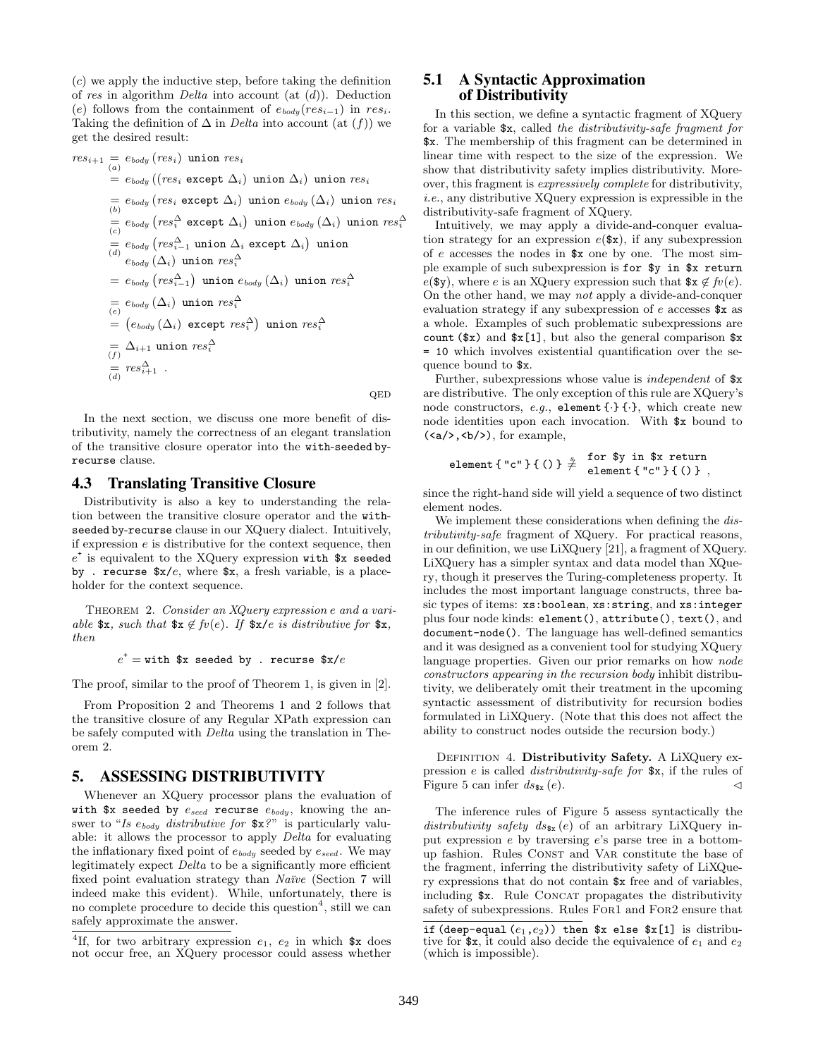($c$) we apply the inductive step, before taking the definition of *res* in algorithm *Delta* into account (at ($d$)). Deduction ($e$) follows from the containment of $e_{body}(res_{i-1})$ in $res_i$. Taking the definition of $\Delta$ in *Delta* into account (at ($f$)) we get the desired result:

$$
\begin{aligned}
res_{i+1} &\underset{(a)}{=} e_{body}\,(res_i)\ \texttt{union}\ res_i \\
&= e_{body}\,((res_i\ \texttt{except}\ \Delta_i)\ \texttt{union}\ \Delta_i)\ \texttt{union}\ res_i \\
&\underset{(b)}{=} e_{body}\,(res_i\ \texttt{except}\ \Delta_i)\ \texttt{union}\ e_{body}\,(\Delta_i)\ \texttt{union}\ res_i \\
&\underset{(c)}{=} e_{body}\,\big(res_i^{\Delta}\ \texttt{except}\ \Delta_i\big)\ \texttt{union}\ e_{body}\,(\Delta_i)\ \texttt{union}\ res_i^{\Delta} \\
&\underset{(d)}{=} e_{body}\,\big(res_{i-1}^{\Delta}\ \texttt{union}\ \Delta_i\ \texttt{except}\ \Delta_i\big)\ \texttt{union} \\
&\quad\ e_{body}\,(\Delta_i)\ \texttt{union}\ res_i^{\Delta} \\
&= e_{body}\,\big(res_{i-1}^{\Delta}\big)\ \texttt{union}\ e_{body}\,(\Delta_i)\ \texttt{union}\ res_i^{\Delta} \\
&\underset{(e)}{=} e_{body}\,(\Delta_i)\ \texttt{union}\ res_i^{\Delta} \\
&= \big(e_{body}\,(\Delta_i)\ \texttt{except}\ res_i^{\Delta}\big)\ \texttt{union}\ res_i^{\Delta} \\
&\underset{(f)}{=} \Delta_{i+1}\ \texttt{union}\ res_i^{\Delta} \\
&\underset{(d)}{=} res_{i+1}^{\Delta}\ .
\end{aligned}
$$

QED

In the next section, we discuss one more benefit of distributivity, namely the correctness of an elegant translation of the transitive closure operator into the `with`-`seeded by`-`recurse` clause.

### 4.3 Translating Transitive Closure

Distributivity is also a key to understanding the relation between the transitive closure operator and the `with`-`seeded by`-`recurse` clause in our XQuery dialect. Intuitively, if expression $e$ is distributive for the context sequence, then $e^{+}$ is equivalent to the XQuery expression `with $x seeded by . recurse $x/`$e$, where `$x`, a fresh variable, is a placeholder for the context sequence.

THEOREM 2. *Consider an XQuery expression $e$ and a variable* `$x`*, such that* `$x` $\notin fv(e)$*. If* `$x/`$e$ *is distributive for* `$x`*, then*

$$e^{+} = \texttt{with \$x seeded by . recurse \$x/}e$$

The proof, similar to the proof of Theorem 1, is given in [2].

From Proposition 2 and Theorems 1 and 2 follows that the transitive closure of any Regular XPath expression can be safely computed with *Delta* using the translation in Theorem 2.

## 5. ASSESSING DISTRIBUTIVITY

Whenever an XQuery processor plans the evaluation of `with $x seeded by` $e_{seed}$ `recurse` $e_{body}$, knowing the answer to "*Is $e_{body}$ distributive for* `$x`*?*" is particularly valuable: it allows the processor to apply *Delta* for evaluating the inflationary fixed point of $e_{body}$ seeded by $e_{seed}$. We may legitimately expect *Delta* to be a significantly more efficient fixed point evaluation strategy than *Naïve* (Section 7 will indeed make this evident). While, unfortunately, there is no complete procedure to decide this question[4], still we can safely approximate the answer.

### 5.1 A Syntactic Approximation of Distributivity

In this section, we define a syntactic fragment of XQuery for a variable `$x`, called *the distributivity-safe fragment for* `$x`. The membership of this fragment can be determined in linear time with respect to the size of the expression. We show that distributivity safety implies distributivity. Moreover, this fragment is *expressively complete* for distributivity, *i.e.*, any distributive XQuery expression is expressible in the distributivity-safe fragment of XQuery.

Intuitively, we may apply a divide-and-conquer evaluation strategy for an expression $e$(`$x`), if any subexpression of $e$ accesses the nodes in `$x` one by one. The most simple example of such subexpression is `for $y in $x return` $e$(`$y`), where $e$ is an XQuery expression such that `$x` $\notin fv(e)$. On the other hand, we may *not* apply a divide-and-conquer evaluation strategy if any subexpression of $e$ accesses `$x` as a whole. Examples of such problematic subexpressions are `count($x)` and `$x[1]`, but also the general comparison `$x = 10` which involves existential quantification over the sequence bound to `$x`.

Further, subexpressions whose value is *independent* of `$x` are distributive. The only exception of this rule are XQuery's node constructors, *e.g.*, `element{·}{·}`, which create new node identities upon each invocation. With `$x` bound to `(<a/>,<b/>)`, for example,

$$\texttt{element\{"c"\}\{()\}} \overset{\S}{\neq} \begin{array}{l}\texttt{for \$y in \$x return}\\ \texttt{element\{"c"\}\{()\}}\ ,\end{array}$$

since the right-hand side will yield a sequence of two distinct element nodes.

We implement these considerations when defining the *distributivity-safe* fragment of XQuery. For practical reasons, in our definition, we use LiXQuery [21], a fragment of XQuery. LiXQuery has a simpler syntax and data model than XQuery, though it preserves the Turing-completeness property. It includes the most important language constructs, three basic types of items: `xs:boolean`, `xs:string`, and `xs:integer` plus four node kinds: `element()`, `attribute()`, `text()`, and `document-node()`. The language has well-defined semantics and it was designed as a convenient tool for studying XQuery language properties. Given our prior remarks on how *node constructors appearing in the recursion body* inhibit distributivity, we deliberately omit their treatment in the upcoming syntactic assessment of distributivity for recursion bodies formulated in LiXQuery. (Note that this does not affect the ability to construct nodes outside the recursion body.)

DEFINITION 4. **Distributivity Safety.** A LiXQuery expression $e$ is called *distributivity-safe for* `$x`, if the rules of Figure 5 can infer $ds_{\texttt{\$x}}(e)$. ◁

The inference rules of Figure 5 assess syntactically the *distributivity safety* $ds_{\texttt{\$x}}(e)$ of an arbitrary LiXQuery input expression $e$ by traversing $e$'s parse tree in a bottom-up fashion. Rules CONST and VAR constitute the base of the fragment, inferring the distributivity safety of LiXQuery expressions that do not contain `$x` free and of variables, including `$x`. Rule CONCAT propagates the distributivity safety of subexpressions. Rules FOR1 and FOR2 ensure that

[4] If, for two arbitrary expression $e_1$, $e_2$ in which `$x` does not occur free, an XQuery processor could assess whether `if (deep-equal($e_1$,$e_2$)) then $x else $x[1]` is distributive for `$x`, it could also decide the equivalence of $e_1$ and $e_2$ (which is impossible).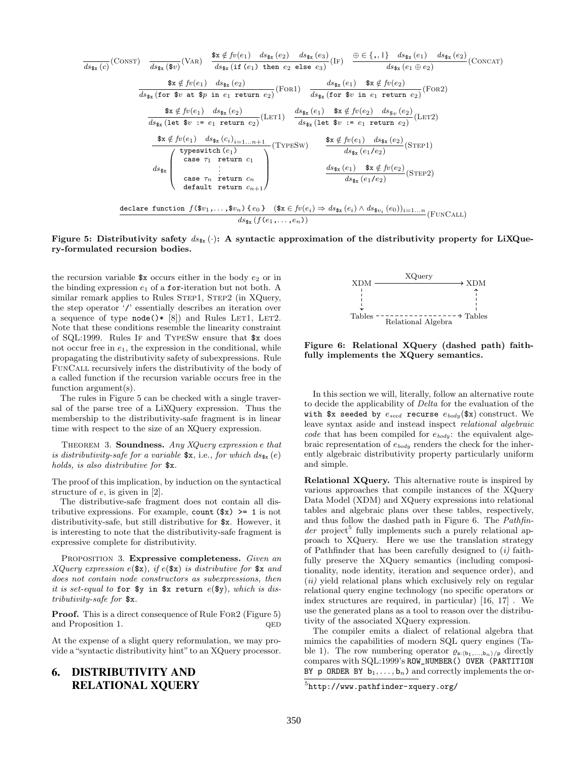$$\frac{}{ds_{\$x}(c)}(\textsc{Const}) \quad \frac{}{ds_{\$x}(\$v)}(\textsc{Var}) \quad \frac{\$x \notin fv(e_1) \quad ds_{\$x}(e_2) \quad ds_{\$x}(e_3)}{ds_{\$x}(\texttt{if } (e_1) \texttt{ then } e_2 \texttt{ else } e_3)}(\textsc{If}) \quad \frac{\oplus \in \{\texttt{,}, \texttt{|}\} \quad ds_{\$x}(e_1) \quad ds_{\$x}(e_2)}{ds_{\$x}(e_1 \oplus e_2)}(\textsc{Concat})$$

$$\frac{\$x \notin fv(e_1) \quad ds_{\$x}(e_2)}{ds_{\$x}(\texttt{for } \$v \texttt{ at } \$p \texttt{ in } e_1 \texttt{ return } e_2)}(\textsc{For1}) \quad \frac{ds_{\$x}(e_1) \quad \$x \notin fv(e_2)}{ds_{\$x}(\texttt{for } \$v \texttt{ in } e_1 \texttt{ return } e_2)}(\textsc{For2})$$

$$\frac{\$x \notin fv(e_1) \quad ds_{\$x}(e_2)}{ds_{\$x}(\texttt{let } \$v \texttt{ := } e_1 \texttt{ return } e_2)}(\textsc{Let1}) \quad \frac{ds_{\$x}(e_1) \quad \$x \notin fv(e_2) \quad ds_{\$v}(e_2)}{ds_{\$x}(\texttt{let } \$v \texttt{ := } e_1 \texttt{ return } e_2)}(\textsc{Let2})$$

$$\frac{\$x \notin fv(e_1) \quad ds_{\$x}(c_i)_{i=1\dots n+1}}{ds_{\$x}\left(\begin{array}{l}\texttt{typeswitch } (e_1) \\ \quad \texttt{case } \tau_1 \texttt{ return } c_1 \\ \quad \quad \vdots \\ \quad \texttt{case } \tau_n \texttt{ return } c_n \\ \quad \texttt{default return } c_{n+1}\end{array}\right)}(\textsc{TypeSw}) \quad \frac{\$x \notin fv(e_1) \quad ds_{\$x}(e_2)}{ds_{\$x}(e_1/e_2)}(\textsc{Step1}) \quad \frac{ds_{\$x}(e_1) \quad \$x \notin fv(e_2)}{ds_{\$x}(e_1/e_2)}(\textsc{Step2})$$

$$\frac{\texttt{declare function } f(\$v_1,\dots,\$v_n)\ \{e_0\} \quad (\$x \in fv(e_i) \Rightarrow ds_{\$x}(e_i) \wedge ds_{\$v_i}(e_0))_{i=1\dots n}}{ds_{\$x}(f(e_1,\dots,e_n))}(\textsc{FunCall})$$

**Figure 5: Distributivity safety $ds_{\$x}(\cdot)$: A syntactic approximation of the distributivity property for LiXQuery-formulated recursion bodies.**

the recursion variable `$x` occurs either in the body $e_2$ or in the binding expression $e_1$ of a `for`-iteration but not both. A similar remark applies to Rules Step1, Step2 (in XQuery, the step operator '`/`' essentially describes an iteration over a sequence of type `node()*` [8]) and Rules Let1, Let2. Note that these conditions resemble the linearity constraint of SQL:1999. Rules If and TypeSw ensure that `$x` does not occur free in $e_1$, the expression in the conditional, while propagating the distributivity safety of subexpressions. Rule FunCall recursively infers the distributivity of the body of a called function if the recursion variable occurs free in the function argument(s).

The rules in Figure 5 can be checked with a single traversal of the parse tree of a LiXQuery expression. Thus the membership to the distributivity-safe fragment is in linear time with respect to the size of an XQuery expression.

Theorem 3. **Soundness.** *Any XQuery expression $e$ that is distributivity-safe for a variable `$x`, i.e., for which $ds_{\$x}(e)$ holds, is also distributive for `$x`.*

The proof of this implication, by induction on the syntactical structure of $e$, is given in [2].

The distributive-safe fragment does not contain all distributive expressions. For example, `count ($x) >= 1` is not distributivity-safe, but still distributive for `$x`. However, it is interesting to note that the distributivity-safe fragment is expressive complete for distributivity.

Proposition 3. **Expressive completeness.** *Given an XQuery expression $e$(`$x`), if $e$(`$x`) is distributive for `$x` and does not contain node constructors as subexpressions, then it is set-equal to `for $y in $x return` $e$(`$y`), which is distributivity-safe for `$x`.*

**Proof.** This is a direct consequence of Rule For2 (Figure 5) and Proposition 1. QED

At the expense of a slight query reformulation, we may provide a "syntactic distributivity hint" to an XQuery processor.

# 6. DISTRIBUTIVITY AND RELATIONAL XQUERY

XDM —XQuery→ XDM; XDM ⇣ Tables ⇢ (Relational Algebra) Tables ⇡ XDM

**Figure 6: Relational XQuery (dashed path) faithfully implements the XQuery semantics.**

In this section we will, literally, follow an alternative route to decide the applicability of *Delta* for the evaluation of the `with $x seeded by` $e_{seed}$ `recurse` $e_{body}$(`$x`) construct. We leave syntax aside and instead inspect *relational algebraic code* that has been compiled for $e_{body}$: the equivalent algebraic representation of $e_{body}$ renders the check for the inherently algebraic distributivity property particularly uniform and simple.

**Relational XQuery.** This alternative route is inspired by various approaches that compile instances of the XQuery Data Model (XDM) and XQuery expressions into relational tables and algebraic plans over these tables, respectively, and thus follow the dashed path in Figure 6. The *Pathfinder* project[5] fully implements such a purely relational approach to XQuery. Here we use the translation strategy of Pathfinder that has been carefully designed to (*i*) faithfully preserve the XQuery semantics (including compositionality, node identity, iteration and sequence order), and (*ii*) yield relational plans which exclusively rely on regular relational query engine technology (no specific operators or index structures are required, in particular) [16, 17]. We use the generated plans as a tool to reason over the distributivity of the associated XQuery expression.

The compiler emits a dialect of relational algebra that mimics the capabilities of modern SQL query engines (Table 1). The row numbering operator $\varrho_{\mathsf{a}:\langle \mathsf{b}_1,\dots,\mathsf{b}_n\rangle/\mathsf{p}}$ directly compares with SQL:1999's `ROW_NUMBER() OVER (PARTITION BY p ORDER BY` $\mathsf{b}_1,\dots,\mathsf{b}_n$`)` and correctly implements the or-

[5] http://www.pathfinder-xquery.org/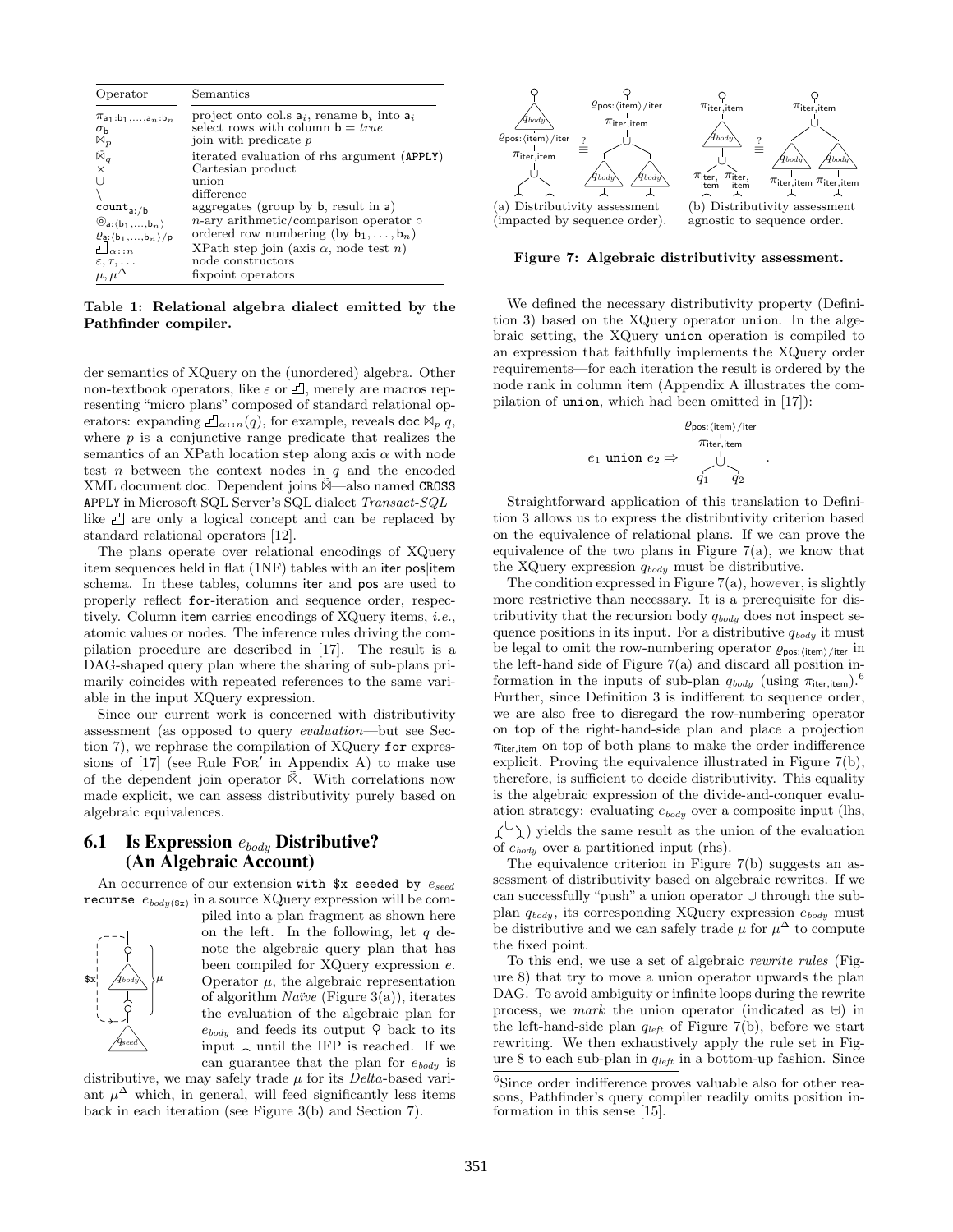| Operator | Semantics |
|---|---|
| $\pi_{a_1:b_1,\ldots,a_n:b_n}$ | project onto col.s $a_i$, rename $b_i$ into $a_i$ |
| $\sigma_b$ | select rows with column $b = true$ |
| $\bowtie_p$ | join with predicate $p$ |
| $\ltimes_q$ | iterated evaluation of rhs argument (APPLY) |
| $\times$ | Cartesian product |
| $\cup$ | union |
| $\setminus$ | difference |
| $\text{count}_{a:/b}$ | aggregates (group by b, result in a) |
| $\circledcirc_{a:\langle b_1,\ldots,b_n\rangle}$ | $n$-ary arithmetic/comparison operator $\circ$ |
| $\varrho_{a:\langle b_1,\ldots,b_n\rangle/p}$ | ordered row numbering (by $b_1,\ldots,b_n$) |
| $⊿_{\alpha::n}$ | XPath step join (axis $\alpha$, node test $n$) |
| $\varepsilon, \tau, \ldots$ | node constructors |
| $\mu, \mu^{\Delta}$ | fixpoint operators |

**Table 1: Relational algebra dialect emitted by the Pathfinder compiler.**

der semantics of XQuery on the (unordered) algebra. Other non-textbook operators, like $\varepsilon$ or $⊿$, merely are macros representing "micro plans" composed of standard relational operators: expanding $⊿_{\alpha::n}(q)$, for example, reveals doc $\bowtie_p q$, where $p$ is a conjunctive range predicate that realizes the semantics of an XPath location step along axis $\alpha$ with node test $n$ between the context nodes in $q$ and the encoded XML document doc. Dependent joins $\ltimes$—also named CROSS APPLY in Microsoft SQL Server's SQL dialect *Transact-SQL*—like $⊿$ are only a logical concept and can be replaced by standard relational operators [12].

The plans operate over relational encodings of XQuery item sequences held in flat (1NF) tables with an iter|pos|item schema. In these tables, columns iter and pos are used to properly reflect for-iteration and sequence order, respectively. Column item carries encodings of XQuery items, *i.e.*, atomic values or nodes. The inference rules driving the compilation procedure are described in [17]. The result is a DAG-shaped query plan where the sharing of sub-plans primarily coincides with repeated references to the same variable in the input XQuery expression.

Since our current work is concerned with distributivity assessment (as opposed to query *evaluation*—but see Section 7), we rephrase the compilation of XQuery for expressions of [17] (see Rule FOR′ in Appendix A) to make use of the dependent join operator $\ltimes$. With correlations now made explicit, we can assess distributivity purely based on algebraic equivalences.

## 6.1 Is Expression $e_{body}$ Distributive? (An Algebraic Account)

An occurrence of our extension with $x seeded by $e_{seed}$ recurse $e_{body(\$x)}$ in a source XQuery expression will be compiled into a plan fragment as shown here on the left. In the following, let $q$ denote the algebraic query plan that has been compiled for XQuery expression $e$. Operator $\mu$, the algebraic representation of algorithm *Naïve* (Figure 3(a)), iterates the evaluation of the algebraic plan for $e_{body}$ and feeds its output back to its input until the IFP is reached. If we can guarantee that the plan for $e_{body}$ is distributive, we may safely trade $\mu$ for its *Delta*-based variant $\mu^{\Delta}$ which, in general, will feed significantly less items back in each iteration (see Figure 3(b) and Section 7).

(a) Distributivity assessment (impacted by sequence order). (b) Distributivity assessment agnostic to sequence order.

**Figure 7: Algebraic distributivity assessment.**

We defined the necessary distributivity property (Definition 3) based on the XQuery operator union. In the algebraic setting, the XQuery union operation is compiled to an expression that faithfully implements the XQuery order requirements—for each iteration the result is ordered by the node rank in column item (Appendix A illustrates the compilation of union, which had been omitted in [17]):

$$e_1 \text{ union } e_2 \mapsto \varrho_{\text{pos}:\langle\text{item}\rangle/\text{iter}}\left(\pi_{\text{iter},\text{item}}\left(q_1 \cup q_2\right)\right).$$

Straightforward application of this translation to Definition 3 allows us to express the distributivity criterion based on the equivalence of relational plans. If we can prove the equivalence of the two plans in Figure 7(a), we know that the XQuery expression $q_{body}$ must be distributive.

The condition expressed in Figure 7(a), however, is slightly more restrictive than necessary. It is a prerequisite for distributivity that the recursion body $q_{body}$ does not inspect sequence positions in its input. For a distributive $q_{body}$ it must be legal to omit the row-numbering operator $\varrho_{\text{pos}:\langle\text{item}\rangle/\text{iter}}$ in the left-hand side of Figure 7(a) and discard all position information in the inputs of sub-plan $q_{body}$ (using $\pi_{\text{iter},\text{item}}$).[6] Further, since Definition 3 is indifferent to sequence order, we are also free to disregard the row-numbering operator on top of the right-hand-side plan and place a projection $\pi_{\text{iter},\text{item}}$ on top of both plans to make the order indifference explicit. Proving the equivalence illustrated in Figure 7(b), therefore, is sufficient to decide distributivity. This equality is the algebraic expression of the divide-and-conquer evaluation strategy: evaluating $e_{body}$ over a composite input (lhs, $\cup$) yields the same result as the union of the evaluation of $e_{body}$ over a partitioned input (rhs).

The equivalence criterion in Figure 7(b) suggests an assessment of distributivity based on algebraic rewrites. If we can successfully "push" a union operator $\cup$ through the subplan $q_{body}$, its corresponding XQuery expression $e_{body}$ must be distributive and we can safely trade $\mu$ for $\mu^{\Delta}$ to compute the fixed point.

To this end, we use a set of algebraic *rewrite rules* (Figure 8) that try to move a union operator upwards the plan DAG. To avoid ambiguity or infinite loops during the rewrite process, we *mark* the union operator (indicated as $\uplus$) in the left-hand-side plan $q_{left}$ of Figure 7(b), before we start rewriting. We then exhaustively apply the rule set in Figure 8 to each sub-plan in $q_{left}$ in a bottom-up fashion. Since

[6] Since order indifference proves valuable also for other reasons, Pathfinder's query compiler readily omits position information in this sense [15].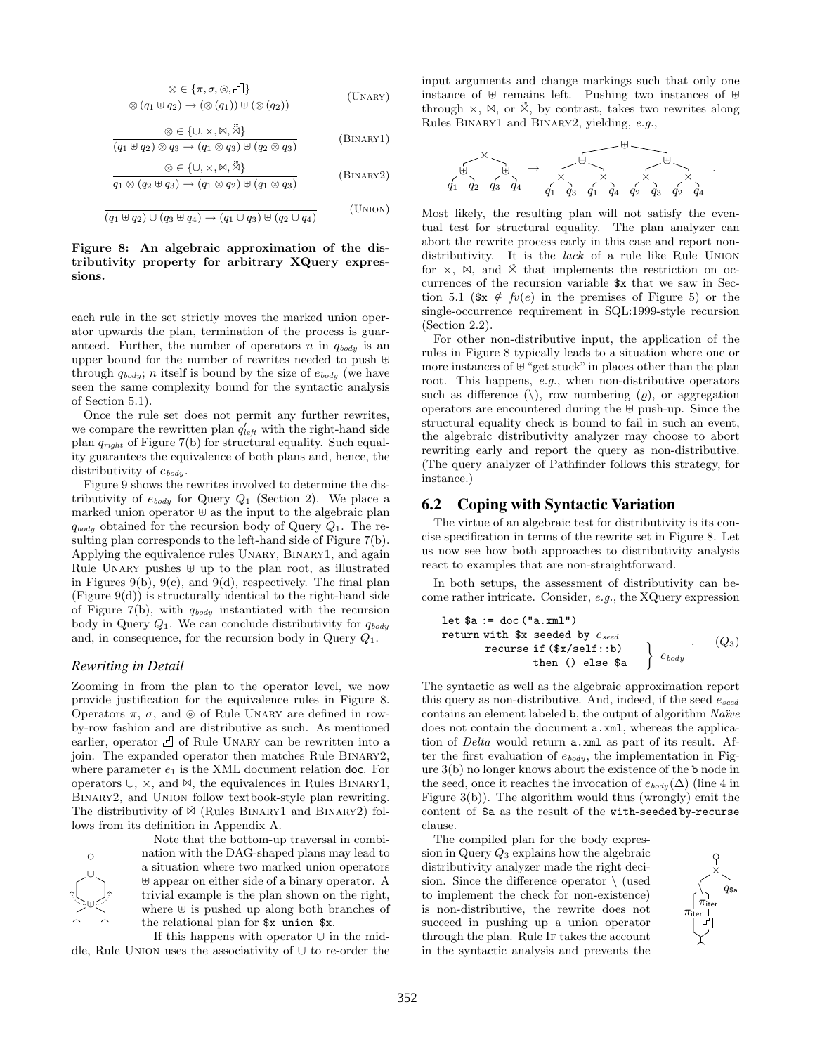$$\frac{\circledast \in \{\pi, \sigma, \circledcirc, \text{⏍}\}}{\circledast\,(q_1 \uplus q_2) \rightarrow (\circledast\,(q_1)) \uplus (\circledast\,(q_2))} \quad \text{(UNARY)}$$

$$\frac{\circledast \in \{\cup, \times, \bowtie, \ddot{\bowtie}\}}{(q_1 \uplus q_2) \circledast q_3 \rightarrow (q_1 \circledast q_3) \uplus (q_2 \circledast q_3)} \quad \text{(BINARY1)}$$

$$\frac{\circledast \in \{\cup, \times, \bowtie, \ddot{\bowtie}\}}{q_1 \circledast (q_2 \uplus q_3) \rightarrow (q_1 \circledast q_2) \uplus (q_1 \circledast q_3)} \quad \text{(BINARY2)}$$

$$\frac{}{(q_1 \uplus q_2) \cup (q_3 \uplus q_4) \rightarrow (q_1 \cup q_3) \uplus (q_2 \cup q_4)} \quad \text{(UNION)}$$

**Figure 8: An algebraic approximation of the distributivity property for arbitrary XQuery expressions.**

each rule in the set strictly moves the marked union operator upwards the plan, termination of the process is guaranteed. Further, the number of operators $n$ in $q_{body}$ is an upper bound for the number of rewrites needed to push $\uplus$ through $q_{body}$; $n$ itself is bound by the size of $e_{body}$ (we have seen the same complexity bound for the syntactic analysis of Section 5.1).

Once the rule set does not permit any further rewrites, we compare the rewritten plan $q'_{left}$ with the right-hand side plan $q_{right}$ of Figure 7(b) for structural equality. Such equality guarantees the equivalence of both plans and, hence, the distributivity of $e_{body}$.

Figure 9 shows the rewrites involved to determine the distributivity of $e_{body}$ for Query $Q_1$ (Section 2). We place a marked union operator $\uplus$ as the input to the algebraic plan $q_{body}$ obtained for the recursion body of Query $Q_1$. The resulting plan corresponds to the left-hand side of Figure 7(b). Applying the equivalence rules UNARY, BINARY1, and again Rule UNARY pushes $\uplus$ up to the plan root, as illustrated in Figures 9(b), 9(c), and 9(d), respectively. The final plan (Figure 9(d)) is structurally identical to the right-hand side of Figure 7(b), with $q_{body}$ instantiated with the recursion body in Query $Q_1$. We can conclude distributivity for $q_{body}$ and, in consequence, for the recursion body in Query $Q_1$.

### *Rewriting in Detail*

Zooming in from the plan to the operator level, we now provide justification for the equivalence rules in Figure 8. Operators $\pi$, $\sigma$, and $\circledcirc$ of Rule UNARY are defined in row-by-row fashion and are distributive as such. As mentioned earlier, operator ⏍ of Rule UNARY can be rewritten into a join. The expanded operator then matches Rule BINARY2, where parameter $e_1$ is the XML document relation doc. For operators $\cup$, $\times$, and $\bowtie$, the equivalences in Rules BINARY1, BINARY2, and UNION follow textbook-style plan rewriting. The distributivity of $\ddot{\bowtie}$ (Rules BINARY1 and BINARY2) follows from its definition in Appendix A.

Note that the bottom-up traversal in combination with the DAG-shaped plans may lead to a situation where two marked union operators $\uplus$ appear on either side of a binary operator. A trivial example is the plan shown on the right, where $\uplus$ is pushed up along both branches of the relational plan for `$x union $x`.

If this happens with operator $\cup$ in the middle, Rule UNION uses the associativity of $\cup$ to re-order the input arguments and change markings such that only one instance of $\uplus$ remains left. Pushing two instances of $\uplus$ through $\times$, $\bowtie$, or $\ddot{\bowtie}$, by contrast, takes two rewrites along Rules BINARY1 and BINARY2, yielding, *e.g.*,

$$(q_1 \uplus q_2) \times (q_3 \uplus q_4) \rightarrow ((q_1 \times q_3) \uplus (q_1 \times q_4)) \uplus ((q_2 \times q_3) \uplus (q_2 \times q_4)) .$$

Most likely, the resulting plan will not satisfy the eventual test for structural equality. The plan analyzer can abort the rewrite process early in this case and report non-distributivity. It is the *lack* of a rule like Rule UNION for $\times$, $\bowtie$, and $\ddot{\bowtie}$ that implements the restriction on occurrences of the recursion variable `$x` that we saw in Section 5.1 (`$x` $\notin fv(e)$ in the premises of Figure 5) or the single-occurrence requirement in SQL:1999-style recursion (Section 2.2).

For other non-distributive input, the application of the rules in Figure 8 typically leads to a situation where one or more instances of $\uplus$ "get stuck" in places other than the plan root. This happens, *e.g.*, when non-distributive operators such as difference ($\setminus$), row numbering ($\varrho$), or aggregation operators are encountered during the $\uplus$ push-up. Since the structural equality check is bound to fail in such an event, the algebraic distributivity analyzer may choose to abort rewriting early and report the query as non-distributive. (The query analyzer of Pathfinder follows this strategy, for instance.)

## 6.2 Coping with Syntactic Variation

The virtue of an algebraic test for distributivity is its concise specification in terms of the rewrite set in Figure 8. Let us now see how both approaches to distributivity analysis react to examples that are non-straightforward.

In both setups, the assessment of distributivity can become rather intricate. Consider, *e.g.*, the XQuery expression

```
let $a := doc("a.xml")
return with $x seeded by e_seed
       recurse if ($x/self::b)
               then () else $a        } e_body     .     (Q3)
```

The syntactic as well as the algebraic approximation report this query as non-distributive. And, indeed, if the seed $e_{seed}$ contains an element labeled b, the output of algorithm *Naïve* does not contain the document a.xml, whereas the application of *Delta* would return a.xml as part of its result. After the first evaluation of $e_{body}$, the implementation in Figure 3(b) no longer knows about the existence of the b node in the seed, once it reaches the invocation of $e_{body}(\Delta)$ (line 4 in Figure 3(b)). The algorithm would thus (wrongly) emit the content of `$a` as the result of the with-seeded by-recurse clause.

The compiled plan for the body expression in Query $Q_3$ explains how the algebraic distributivity analyzer made the right decision. Since the difference operator $\setminus$ (used to implement the check for non-existence) is non-distributive, the rewrite does not succeed in pushing up a union operator through the plan. Rule IF takes the account in the syntactic analysis and prevents the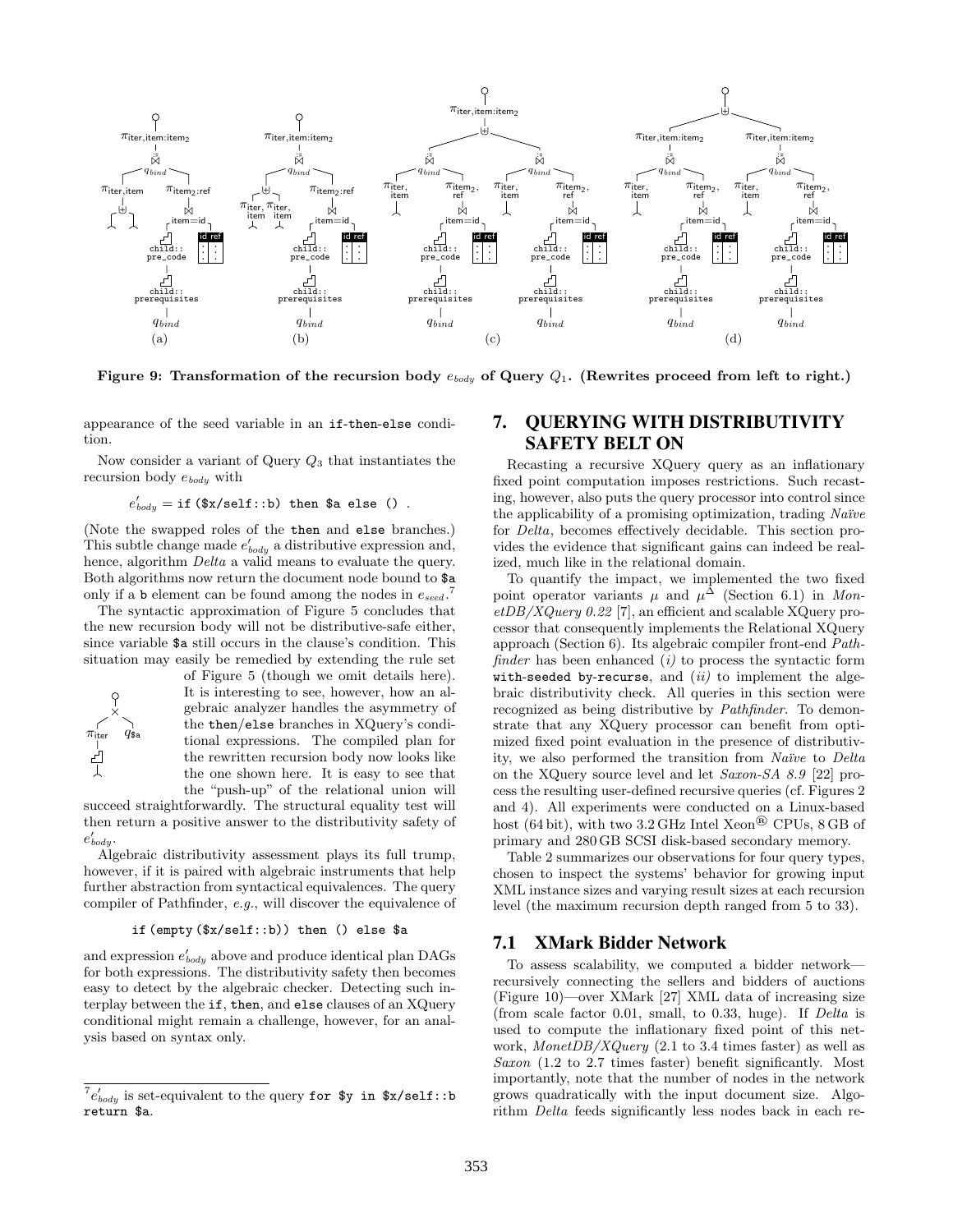**Figure 9: Transformation of the recursion body $e_{body}$ of Query $Q_1$. (Rewrites proceed from left to right.)**

appearance of the seed variable in an if-then-else condition.

Now consider a variant of Query $Q_3$ that instantiates the recursion body $e_{body}$ with

$$e'_{body} = \texttt{if (\$x/self::b) then \$a else ()} \ .$$

(Note the swapped roles of the then and else branches.) This subtle change made $e'_{body}$ a distributive expression and, hence, algorithm *Delta* a valid means to evaluate the query. Both algorithms now return the document node bound to $a only if a b element can be found among the nodes in $e_{seed}$.[7]

The syntactic approximation of Figure 5 concludes that the new recursion body will not be distributive-safe either, since variable $a still occurs in the clause's condition. This situation may easily be remedied by extending the rule set of Figure 5 (though we omit details here). It is interesting to see, however, how an algebraic analyzer handles the asymmetry of the then/else branches in XQuery's conditional expressions. The compiled plan for the rewritten recursion body now looks like the one shown here. It is easy to see that the "push-up" of the relational union will succeed straightforwardly. The structural equality test will then return a positive answer to the distributivity safety of $e'_{body}$.

Algebraic distributivity assessment plays its full trump, however, if it is paired with algebraic instruments that help further abstraction from syntactical equivalences. The query compiler of Pathfinder, *e.g.*, will discover the equivalence of

```
if (empty($x/self::b)) then () else $a
```

and expression $e'_{body}$ above and produce identical plan DAGs for both expressions. The distributivity safety then becomes easy to detect by the algebraic checker. Detecting such interplay between the if, then, and else clauses of an XQuery conditional might remain a challenge, however, for an analysis based on syntax only.

[7] $e'_{body}$ is set-equivalent to the query `for $y in $x/self::b return $a`.

# 7. QUERYING WITH DISTRIBUTIVITY SAFETY BELT ON

Recasting a recursive XQuery query as an inflationary fixed point computation imposes restrictions. Such recasting, however, also puts the query processor into control since the applicability of a promising optimization, trading *Naïve* for *Delta*, becomes effectively decidable. This section provides the evidence that significant gains can indeed be realized, much like in the relational domain.

To quantify the impact, we implemented the two fixed point operator variants $\mu$ and $\mu^{\Delta}$ (Section 6.1) in *MonetDB/XQuery 0.22* [7], an efficient and scalable XQuery processor that consequently implements the Relational XQuery approach (Section 6). Its algebraic compiler front-end *Pathfinder* has been enhanced *(i)* to process the syntactic form with-seeded by-recurse, and *(ii)* to implement the algebraic distributivity check. All queries in this section were recognized as being distributive by *Pathfinder*. To demonstrate that any XQuery processor can benefit from optimized fixed point evaluation in the presence of distributivity, we also performed the transition from *Naïve* to *Delta* on the XQuery source level and let *Saxon-SA 8.9* [22] process the resulting user-defined recursive queries (cf. Figures 2 and 4). All experiments were conducted on a Linux-based host (64 bit), with two 3.2 GHz Intel Xeon® CPUs, 8 GB of primary and 280 GB SCSI disk-based secondary memory.

Table 2 summarizes our observations for four query types, chosen to inspect the systems' behavior for growing input XML instance sizes and varying result sizes at each recursion level (the maximum recursion depth ranged from 5 to 33).

## 7.1 XMark Bidder Network

To assess scalability, we computed a bidder network—recursively connecting the sellers and bidders of auctions (Figure 10)—over XMark [27] XML data of increasing size (from scale factor 0.01, small, to 0.33, huge). If *Delta* is used to compute the inflationary fixed point of this network, *MonetDB/XQuery* (2.1 to 3.4 times faster) as well as *Saxon* (1.2 to 2.7 times faster) benefit significantly. Most importantly, note that the number of nodes in the network grows quadratically with the input document size. Algorithm *Delta* feeds significantly less nodes back in each re-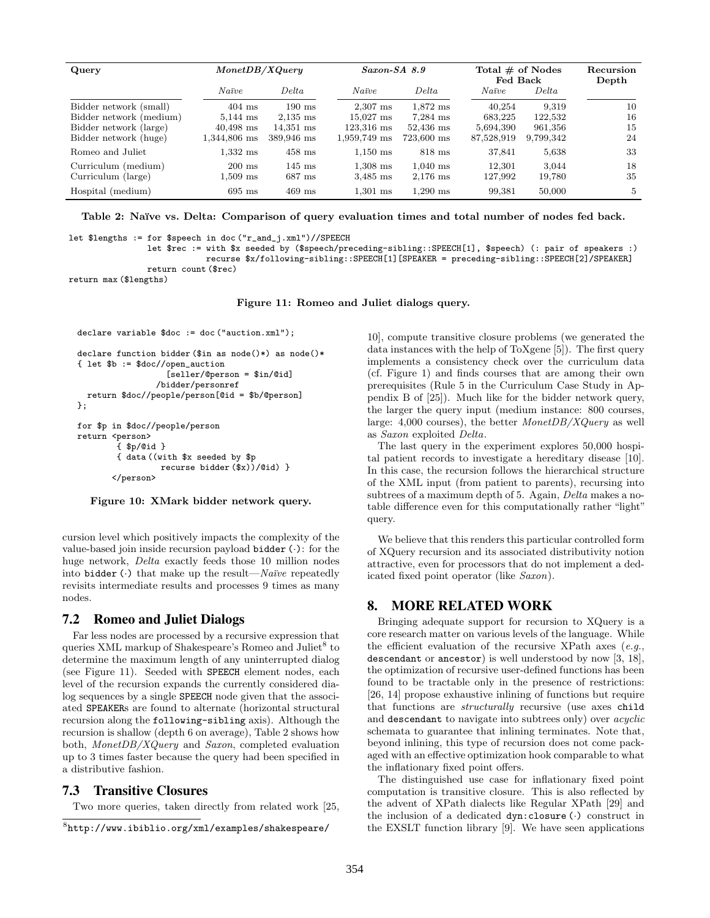| Query | *MonetDB/XQuery* | | *Saxon-SA 8.9* | | Total # of Nodes Fed Back | | Recursion Depth |
|---|---|---|---|---|---|---|---|
| | *Naïve* | *Delta* | *Naïve* | *Delta* | *Naïve* | *Delta* | |
| Bidder network (small) | 404 ms | 190 ms | 2,307 ms | 1,872 ms | 40,254 | 9,319 | 10 |
| Bidder network (medium) | 5,144 ms | 2,135 ms | 15,027 ms | 7,284 ms | 683,225 | 122,532 | 16 |
| Bidder network (large) | 40,498 ms | 14,351 ms | 123,316 ms | 52,436 ms | 5,694,390 | 961,356 | 15 |
| Bidder network (huge) | 1,344,806 ms | 389,946 ms | 1,959,749 ms | 723,600 ms | 87,528,919 | 9,799,342 | 24 |
| Romeo and Juliet | 1,332 ms | 458 ms | 1,150 ms | 818 ms | 37,841 | 5,638 | 33 |
| Curriculum (medium) | 200 ms | 145 ms | 1,308 ms | 1,040 ms | 12,301 | 3,044 | 18 |
| Curriculum (large) | 1,509 ms | 687 ms | 3,485 ms | 2,176 ms | 127,992 | 19,780 | 35 |
| Hospital (medium) | 695 ms | 469 ms | 1,301 ms | 1,290 ms | 99,381 | 50,000 | 5 |

**Table 2: Naïve vs. Delta: Comparison of query evaluation times and total number of nodes fed back.**

```
let $lengths := for $speech in doc ("r_and_j.xml")//SPEECH
                let $rec := with $x seeded by ($speech/preceding-sibling::SPEECH[1], $speech) (: pair of speakers :)
                            recurse $x/following-sibling::SPEECH[1][SPEAKER = preceding-sibling::SPEECH[2]/SPEAKER]
                return count ($rec)
return max ($lengths)
```

**Figure 11: Romeo and Juliet dialogs query.**

```
declare variable $doc := doc ("auction.xml");

declare function bidder ($in as node()*) as node()*
{ let $b := $doc//open_auction
                  [seller/@person = $in/@id]
                /bidder/personref
  return $doc//people/person[@id = $b/@person]
};

for $p in $doc//people/person
return <person>
         { $p/@id }
         { data ((with $x seeded by $p
                  recurse bidder ($x))/@id) }
       </person>
```

**Figure 10: XMark bidder network query.**

cursion level which positively impacts the complexity of the value-based join inside recursion payload bidder (·): for the huge network, *Delta* exactly feeds those 10 million nodes into bidder (·) that make up the result—*Naïve* repeatedly revisits intermediate results and processes 9 times as many nodes.

## 7.2 Romeo and Juliet Dialogs

Far less nodes are processed by a recursive expression that queries XML markup of Shakespeare's Romeo and Juliet[8] to determine the maximum length of any uninterrupted dialog (see Figure 11). Seeded with SPEECH element nodes, each level of the recursion expands the currently considered dialog sequences by a single SPEECH node given that the associated SPEAKERs are found to alternate (horizontal structural recursion along the following-sibling axis). Although the recursion is shallow (depth 6 on average), Table 2 shows how both, *MonetDB/XQuery* and *Saxon*, completed evaluation up to 3 times faster because the query had been specified in a distributive fashion.

## 7.3 Transitive Closures

Two more queries, taken directly from related work [25, 10], compute transitive closure problems (we generated the data instances with the help of ToXgene [5]). The first query implements a consistency check over the curriculum data (cf. Figure 1) and finds courses that are among their own prerequisites (Rule 5 in the Curriculum Case Study in Appendix B of [25]). Much like for the bidder network query, the larger the query input (medium instance: 800 courses, large: 4,000 courses), the better *MonetDB/XQuery* as well as *Saxon* exploited *Delta*.

The last query in the experiment explores 50,000 hospital patient records to investigate a hereditary disease [10]. In this case, the recursion follows the hierarchical structure of the XML input (from patient to parents), recursing into subtrees of a maximum depth of 5. Again, *Delta* makes a notable difference even for this computationally rather "light" query.

We believe that this renders this particular controlled form of XQuery recursion and its associated distributivity notion attractive, even for processors that do not implement a dedicated fixed point operator (like *Saxon*).

## 8. MORE RELATED WORK

Bringing adequate support for recursion to XQuery is a core research matter on various levels of the language. While the efficient evaluation of the recursive XPath axes (*e.g.*, descendant or ancestor) is well understood by now [3, 18], the optimization of recursive user-defined functions has been found to be tractable only in the presence of restrictions: [26, 14] propose exhaustive inlining of functions but require that functions are *structurally* recursive (use axes child and descendant to navigate into subtrees only) over *acyclic* schemata to guarantee that inlining terminates. Note that, beyond inlining, this type of recursion does not come packaged with an effective optimization hook comparable to what the inflationary fixed point offers.

The distinguished use case for inflationary fixed point computation is transitive closure. This is also reflected by the advent of XPath dialects like Regular XPath [29] and the inclusion of a dedicated dyn:closure (·) construct in the EXSLT function library [9]. We have seen applications

[8] http://www.ibiblio.org/xml/examples/shakespeare/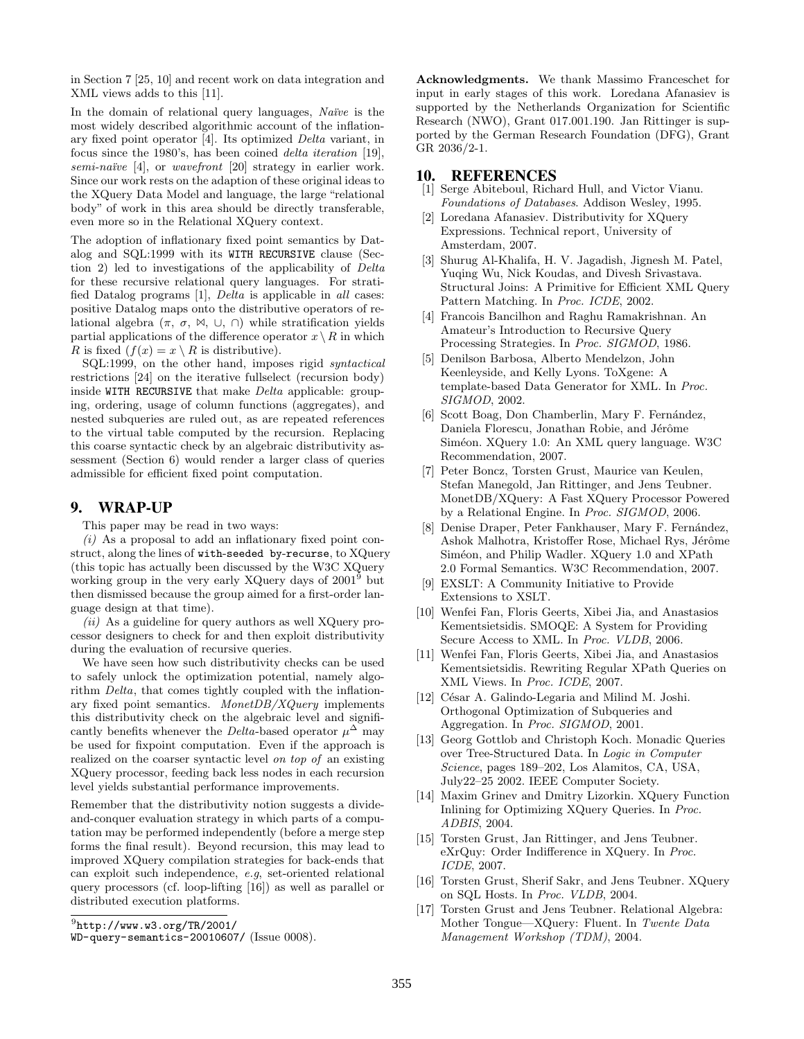in Section 7 [25, 10] and recent work on data integration and XML views adds to this [11].

In the domain of relational query languages, *Naïve* is the most widely described algorithmic account of the inflationary fixed point operator [4]. Its optimized *Delta* variant, in focus since the 1980's, has been coined *delta iteration* [19], *semi-naïve* [4], or *wavefront* [20] strategy in earlier work. Since our work rests on the adaption of these original ideas to the XQuery Data Model and language, the large "relational body" of work in this area should be directly transferable, even more so in the Relational XQuery context.

The adoption of inflationary fixed point semantics by Datalog and SQL:1999 with its `WITH RECURSIVE` clause (Section 2) led to investigations of the applicability of *Delta* for these recursive relational query languages. For stratified Datalog programs [1], *Delta* is applicable in *all* cases: positive Datalog maps onto the distributive operators of relational algebra ($\pi$, $\sigma$, $\bowtie$, $\cup$, $\cap$) while stratification yields partial applications of the difference operator $x \setminus R$ in which $R$ is fixed ($f(x) = x \setminus R$ is distributive).

SQL:1999, on the other hand, imposes rigid *syntactical* restrictions [24] on the iterative fullselect (recursion body) inside `WITH RECURSIVE` that make *Delta* applicable: grouping, ordering, usage of column functions (aggregates), and nested subqueries are ruled out, as are repeated references to the virtual table computed by the recursion. Replacing this coarse syntactic check by an algebraic distributivity assessment (Section 6) would render a larger class of queries admissible for efficient fixed point computation.

# 9. WRAP-UP

This paper may be read in two ways:

*(i)* As a proposal to add an inflationary fixed point construct, along the lines of `with-seeded by-recurse`, to XQuery (this topic has actually been discussed by the W3C XQuery working group in the very early XQuery days of 2001[9] but then dismissed because the group aimed for a first-order language design at that time).

*(ii)* As a guideline for query authors as well XQuery processor designers to check for and then exploit distributivity during the evaluation of recursive queries.

We have seen how such distributivity checks can be used to safely unlock the optimization potential, namely algorithm *Delta*, that comes tightly coupled with the inflationary fixed point semantics. *MonetDB/XQuery* implements this distributivity check on the algebraic level and significantly benefits whenever the *Delta*-based operator $\mu^{\Delta}$ may be used for fixpoint computation. Even if the approach is realized on the coarser syntactic level *on top of* an existing XQuery processor, feeding back less nodes in each recursion level yields substantial performance improvements.

Remember that the distributivity notion suggests a divide-and-conquer evaluation strategy in which parts of a computation may be performed independently (before a merge step forms the final result). Beyond recursion, this may lead to improved XQuery compilation strategies for back-ends that can exploit such independence, *e.g*, set-oriented relational query processors (cf. loop-lifting [16]) as well as parallel or distributed execution platforms.

[9] `http://www.w3.org/TR/2001/WD-query-semantics-20010607/` (Issue 0008).

**Acknowledgments.** We thank Massimo Franceschet for input in early stages of this work. Loredana Afanasiev is supported by the Netherlands Organization for Scientific Research (NWO), Grant 017.001.190. Jan Rittinger is supported by the German Research Foundation (DFG), Grant GR 2036/2-1.

# 10. REFERENCES

[1] Serge Abiteboul, Richard Hull, and Victor Vianu. *Foundations of Databases*. Addison Wesley, 1995.

[2] Loredana Afanasiev. Distributivity for XQuery Expressions. Technical report, University of Amsterdam, 2007.

[3] Shurug Al-Khalifa, H. V. Jagadish, Jignesh M. Patel, Yuqing Wu, Nick Koudas, and Divesh Srivastava. Structural Joins: A Primitive for Efficient XML Query Pattern Matching. In *Proc. ICDE*, 2002.

[4] Francois Bancilhon and Raghu Ramakrishnan. An Amateur's Introduction to Recursive Query Processing Strategies. In *Proc. SIGMOD*, 1986.

[5] Denilson Barbosa, Alberto Mendelzon, John Keenleyside, and Kelly Lyons. ToXgene: A template-based Data Generator for XML. In *Proc. SIGMOD*, 2002.

[6] Scott Boag, Don Chamberlin, Mary F. Fernández, Daniela Florescu, Jonathan Robie, and Jérôme Siméon. XQuery 1.0: An XML query language. W3C Recommendation, 2007.

[7] Peter Boncz, Torsten Grust, Maurice van Keulen, Stefan Manegold, Jan Rittinger, and Jens Teubner. MonetDB/XQuery: A Fast XQuery Processor Powered by a Relational Engine. In *Proc. SIGMOD*, 2006.

[8] Denise Draper, Peter Fankhauser, Mary F. Fernández, Ashok Malhotra, Kristoffer Rose, Michael Rys, Jérôme Siméon, and Philip Wadler. XQuery 1.0 and XPath 2.0 Formal Semantics. W3C Recommendation, 2007.

[9] EXSLT: A Community Initiative to Provide Extensions to XSLT.

[10] Wenfei Fan, Floris Geerts, Xibei Jia, and Anastasios Kementsietsidis. SMOQE: A System for Providing Secure Access to XML. In *Proc. VLDB*, 2006.

[11] Wenfei Fan, Floris Geerts, Xibei Jia, and Anastasios Kementsietsidis. Rewriting Regular XPath Queries on XML Views. In *Proc. ICDE*, 2007.

[12] César A. Galindo-Legaria and Milind M. Joshi. Orthogonal Optimization of Subqueries and Aggregation. In *Proc. SIGMOD*, 2001.

[13] Georg Gottlob and Christoph Koch. Monadic Queries over Tree-Structured Data. In *Logic in Computer Science*, pages 189–202, Los Alamitos, CA, USA, July22–25 2002. IEEE Computer Society.

[14] Maxim Grinev and Dmitry Lizorkin. XQuery Function Inlining for Optimizing XQuery Queries. In *Proc. ADBIS*, 2004.

[15] Torsten Grust, Jan Rittinger, and Jens Teubner. eXrQuy: Order Indifference in XQuery. In *Proc. ICDE*, 2007.

[16] Torsten Grust, Sherif Sakr, and Jens Teubner. XQuery on SQL Hosts. In *Proc. VLDB*, 2004.

[17] Torsten Grust and Jens Teubner. Relational Algebra: Mother Tongue—XQuery: Fluent. In *Twente Data Management Workshop (TDM)*, 2004.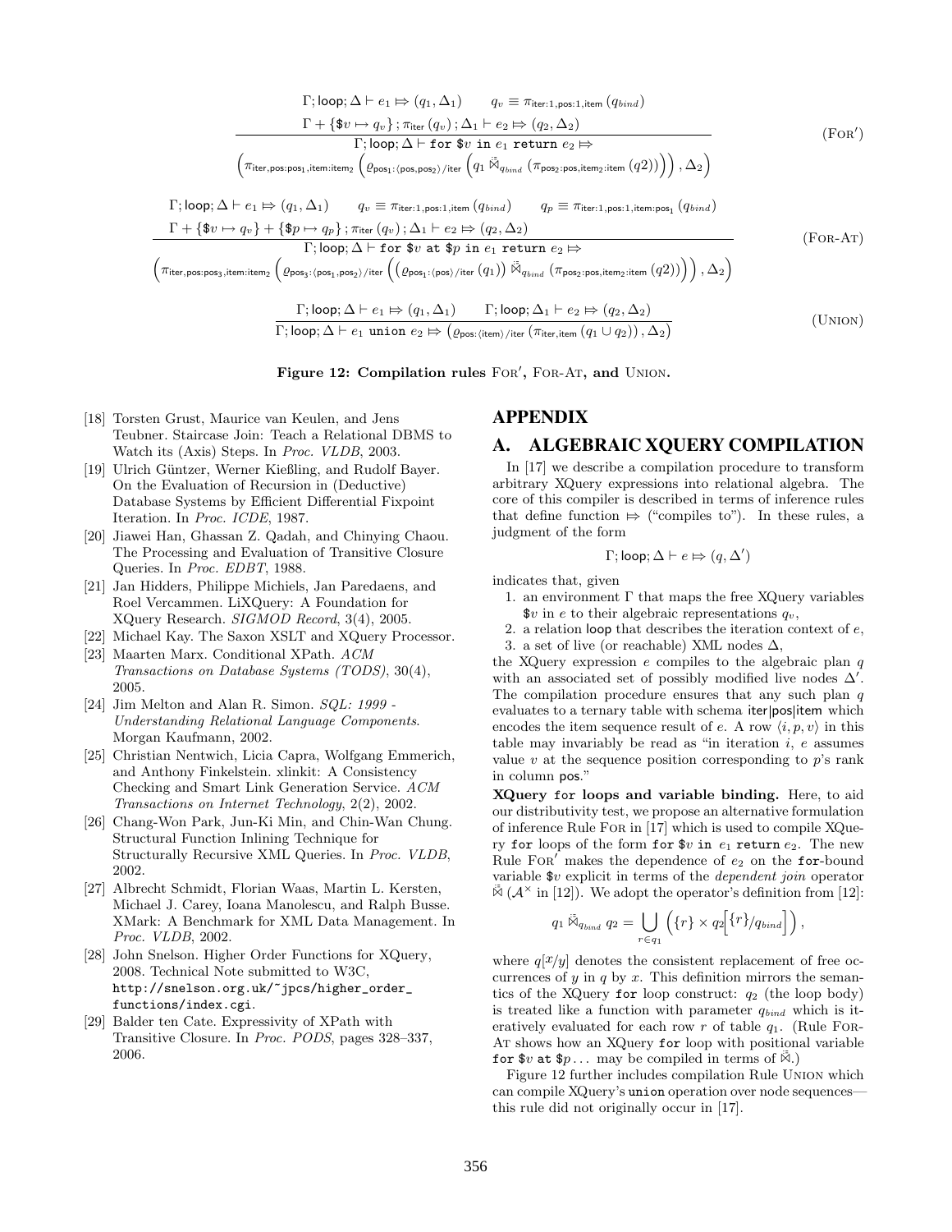$$\frac{\Gamma; \mathsf{loop}; \Delta \vdash e_1 \mapsto (q_1, \Delta_1) \qquad q_v \equiv \pi_{\mathsf{iter:1,pos:1,item}}(q_{bind}) \qquad \Gamma + \{\$v \mapsto q_v\}; \pi_{\mathsf{iter}}(q_v); \Delta_1 \vdash e_2 \mapsto (q_2, \Delta_2)}{\Gamma; \mathsf{loop}; \Delta \vdash \texttt{for } \$v \texttt{ in } e_1 \texttt{ return } e_2 \mapsto \left(\pi_{\mathsf{iter,pos:pos_1,item:item_2}}\left(\varrho_{\mathsf{pos_1:\langle pos,pos_2\rangle/iter}}\left(q_1 \overset{\to}{\bowtie}_{q_{bind}} \left(\pi_{\mathsf{pos_2:pos,item_2:item}}(q2)\right)\right)\right), \Delta_2\right)} \quad (\text{FOR}')$$

$$\frac{\Gamma; \mathsf{loop}; \Delta \vdash e_1 \mapsto (q_1, \Delta_1) \qquad q_v \equiv \pi_{\mathsf{iter:1,pos:1,item}}(q_{bind}) \qquad q_p \equiv \pi_{\mathsf{iter:1,pos:1,item:pos_1}}(q_{bind}) \qquad \Gamma + \{\$v \mapsto q_v\} + \{\$p \mapsto q_p\}; \pi_{\mathsf{iter}}(q_v); \Delta_1 \vdash e_2 \mapsto (q_2, \Delta_2)}{\Gamma; \mathsf{loop}; \Delta \vdash \texttt{for } \$v \texttt{ at } \$p \texttt{ in } e_1 \texttt{ return } e_2 \mapsto \left(\pi_{\mathsf{iter,pos:pos_3,item:item_2}}\left(\varrho_{\mathsf{pos_3:\langle pos_1,pos_2\rangle/iter}}\left(\left(\varrho_{\mathsf{pos_1:\langle pos\rangle/iter}}(q_1)\right) \overset{\to}{\bowtie}_{q_{bind}} \left(\pi_{\mathsf{pos_2:pos,item_2:item}}(q2)\right)\right)\right), \Delta_2\right)} \quad (\text{FOR-AT})$$

$$\frac{\Gamma; \mathsf{loop}; \Delta \vdash e_1 \mapsto (q_1, \Delta_1) \qquad \Gamma; \mathsf{loop}; \Delta_1 \vdash e_2 \mapsto (q_2, \Delta_2)}{\Gamma; \mathsf{loop}; \Delta \vdash e_1 \texttt{ union } e_2 \mapsto \left(\varrho_{\mathsf{pos:\langle item\rangle/iter}}\left(\pi_{\mathsf{iter,item}}(q_1 \cup q_2)\right), \Delta_2\right)} \quad (\text{UNION})$$

**Figure 12: Compilation rules FOR′, FOR-AT, and UNION.**

[18] Torsten Grust, Maurice van Keulen, and Jens Teubner. Staircase Join: Teach a Relational DBMS to Watch its (Axis) Steps. In *Proc. VLDB*, 2003.

[19] Ulrich Güntzer, Werner Kießling, and Rudolf Bayer. On the Evaluation of Recursion in (Deductive) Database Systems by Efficient Differential Fixpoint Iteration. In *Proc. ICDE*, 1987.

[20] Jiawei Han, Ghassan Z. Qadah, and Chinying Chaou. The Processing and Evaluation of Transitive Closure Queries. In *Proc. EDBT*, 1988.

[21] Jan Hidders, Philippe Michiels, Jan Paredaens, and Roel Vercammen. LiXQuery: A Foundation for XQuery Research. *SIGMOD Record*, 3(4), 2005.

[22] Michael Kay. The Saxon XSLT and XQuery Processor.

[23] Maarten Marx. Conditional XPath. *ACM Transactions on Database Systems (TODS)*, 30(4), 2005.

[24] Jim Melton and Alan R. Simon. *SQL: 1999 - Understanding Relational Language Components*. Morgan Kaufmann, 2002.

[25] Christian Nentwich, Licia Capra, Wolfgang Emmerich, and Anthony Finkelstein. xlinkit: A Consistency Checking and Smart Link Generation Service. *ACM Transactions on Internet Technology*, 2(2), 2002.

[26] Chang-Won Park, Jun-Ki Min, and Chin-Wan Chung. Structural Function Inlining Technique for Structurally Recursive XML Queries. In *Proc. VLDB*, 2002.

[27] Albrecht Schmidt, Florian Waas, Martin L. Kersten, Michael J. Carey, Ioana Manolescu, and Ralph Busse. XMark: A Benchmark for XML Data Management. In *Proc. VLDB*, 2002.

[28] John Snelson. Higher Order Functions for XQuery, 2008. Technical Note submitted to W3C, http://snelson.org.uk/~jpcs/higher_order_functions/index.cgi.

[29] Balder ten Cate. Expressivity of XPath with Transitive Closure. In *Proc. PODS*, pages 328–337, 2006.

# APPENDIX

## A. ALGEBRAIC XQUERY COMPILATION

In [17] we describe a compilation procedure to transform arbitrary XQuery expressions into relational algebra. The core of this compiler is described in terms of inference rules that define function $\mapsto$ ("compiles to"). In these rules, a judgment of the form

$$\Gamma; \mathsf{loop}; \Delta \vdash e \mapsto (q, \Delta')$$

indicates that, given

1. an environment $\Gamma$ that maps the free XQuery variables $\$v$ in $e$ to their algebraic representations $q_v$,
2. a relation loop that describes the iteration context of $e$,
3. a set of live (or reachable) XML nodes $\Delta$,

the XQuery expression $e$ compiles to the algebraic plan $q$ with an associated set of possibly modified live nodes $\Delta'$. The compilation procedure ensures that any such plan $q$ evaluates to a ternary table with schema iter|pos|item which encodes the item sequence result of $e$. A row $\langle i, p, v\rangle$ in this table may invariably be read as "in iteration $i$, $e$ assumes value $v$ at the sequence position corresponding to $p$'s rank in column pos."

**XQuery `for` loops and variable binding.** Here, to aid our distributivity test, we propose an alternative formulation of inference Rule FOR in [17] which is used to compile XQuery `for` loops of the form `for` $\$v$ `in` $e_1$ `return` $e_2$. The new Rule FOR′ makes the dependence of $e_2$ on the `for`-bound variable $\$v$ explicit in terms of the *dependent join* operator $\overset{\to}{\bowtie}$ ($\mathcal{A}^{\times}$ in [12]). We adopt the operator's definition from [12]:

$$q_1 \overset{\to}{\bowtie}_{q_{bind}} q_2 = \bigcup_{r \in q_1} \left(\{r\} \times q_2\left[\{r\}/q_{bind}\right]\right),$$

where $q[x/y]$ denotes the consistent replacement of free occurrences of $y$ in $q$ by $x$. This definition mirrors the semantics of the XQuery `for` loop construct: $q_2$ (the loop body) is treated like a function with parameter $q_{bind}$ which is iteratively evaluated for each row $r$ of table $q_1$. (Rule FOR-AT shows how an XQuery `for` loop with positional variable `for` $\$v$ `at` $\$p\ldots$ may be compiled in terms of $\overset{\to}{\bowtie}$.)

Figure 12 further includes compilation Rule UNION which can compile XQuery's `union` operation over node sequences—this rule did not originally occur in [17].